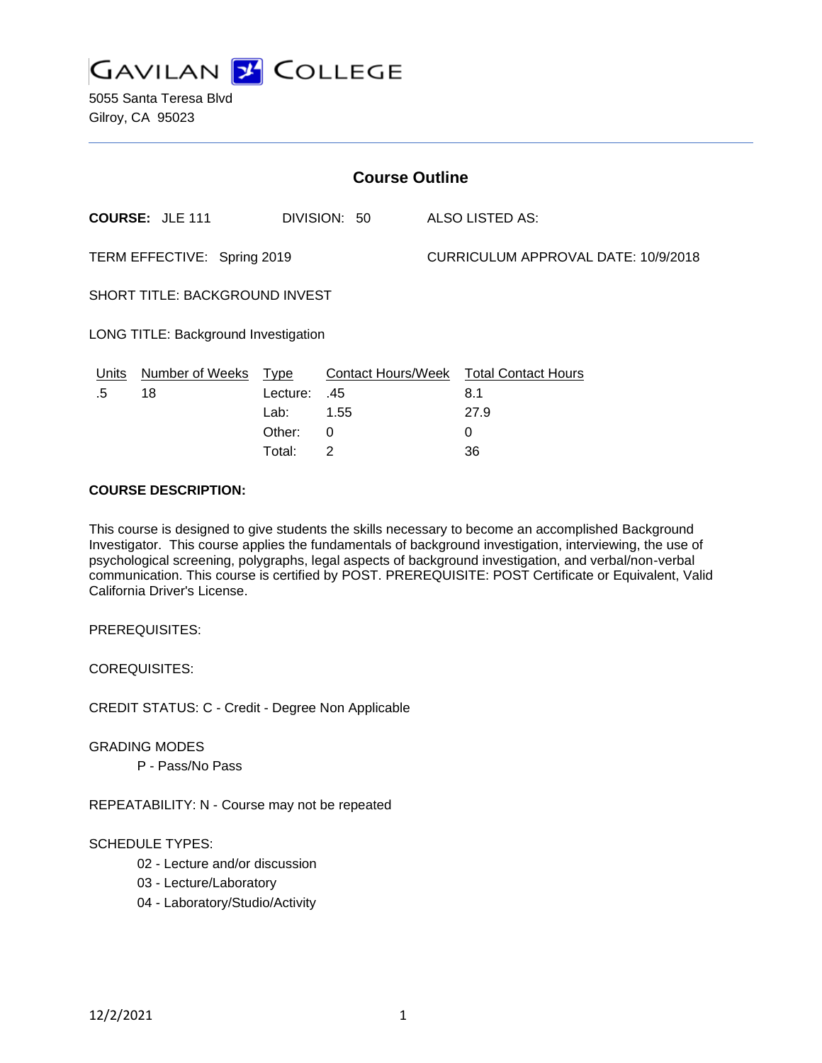# GAVILAN COLLEGE

5055 Santa Teresa Blvd
Gilroy, CA 95023

## Course Outline

**COURSE:** JLE 111 DIVISION: 50 ALSO LISTED AS:

TERM EFFECTIVE: Spring 2019 CURRICULUM APPROVAL DATE: 10/9/2018

SHORT TITLE: BACKGROUND INVEST

LONG TITLE: Background Investigation

| Units | Number of Weeks | Type | Contact Hours/Week | Total Contact Hours |
|---|---|---|---|---|
| .5 | 18 | Lecture: | .45 | 8.1 |
| | | Lab: | 1.55 | 27.9 |
| | | Other: | 0 | 0 |
| | | Total: | 2 | 36 |

**COURSE DESCRIPTION:**

This course is designed to give students the skills necessary to become an accomplished Background Investigator. This course applies the fundamentals of background investigation, interviewing, the use of psychological screening, polygraphs, legal aspects of background investigation, and verbal/non-verbal communication. This course is certified by POST. PREREQUISITE: POST Certificate or Equivalent, Valid California Driver's License.

PREREQUISITES:

COREQUISITES:

CREDIT STATUS: C - Credit - Degree Non Applicable

GRADING MODES
- P - Pass/No Pass

REPEATABILITY: N - Course may not be repeated

SCHEDULE TYPES:
- 02 - Lecture and/or discussion
- 03 - Lecture/Laboratory
- 04 - Laboratory/Studio/Activity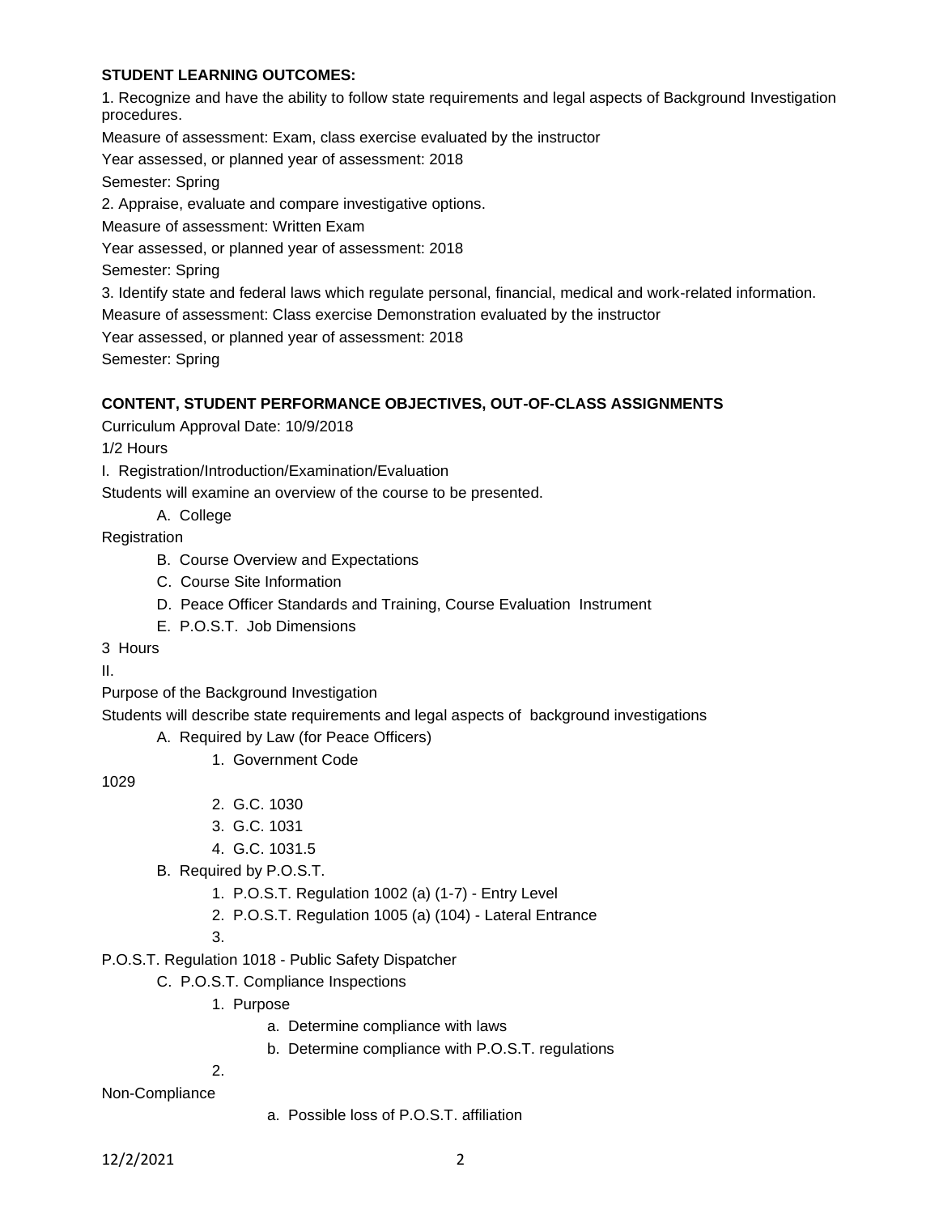**STUDENT LEARNING OUTCOMES:**

1. Recognize and have the ability to follow state requirements and legal aspects of Background Investigation procedures.

Measure of assessment: Exam, class exercise evaluated by the instructor

Year assessed, or planned year of assessment: 2018

Semester: Spring

2. Appraise, evaluate and compare investigative options.

Measure of assessment: Written Exam

Year assessed, or planned year of assessment: 2018

Semester: Spring

3. Identify state and federal laws which regulate personal, financial, medical and work-related information.

Measure of assessment: Class exercise Demonstration evaluated by the instructor

Year assessed, or planned year of assessment: 2018

Semester: Spring

**CONTENT, STUDENT PERFORMANCE OBJECTIVES, OUT-OF-CLASS ASSIGNMENTS**

Curriculum Approval Date: 10/9/2018

1/2 Hours

I. Registration/Introduction/Examination/Evaluation

Students will examine an overview of the course to be presented.

- A. College Registration
- B. Course Overview and Expectations
- C. Course Site Information
- D. Peace Officer Standards and Training, Course Evaluation Instrument
- E. P.O.S.T. Job Dimensions

3 Hours

II. Purpose of the Background Investigation

Students will describe state requirements and legal aspects of background investigations

- A. Required by Law (for Peace Officers)
  1. Government Code 1029
  2. G.C. 1030
  3. G.C. 1031
  4. G.C. 1031.5
- B. Required by P.O.S.T.
  1. P.O.S.T. Regulation 1002 (a) (1-7) - Entry Level
  2. P.O.S.T. Regulation 1005 (a) (104) - Lateral Entrance
  3. P.O.S.T. Regulation 1018 - Public Safety Dispatcher
- C. P.O.S.T. Compliance Inspections
  1. Purpose
     - a. Determine compliance with laws
     - b. Determine compliance with P.O.S.T. regulations
  2. Non-Compliance
     - a. Possible loss of P.O.S.T. affiliation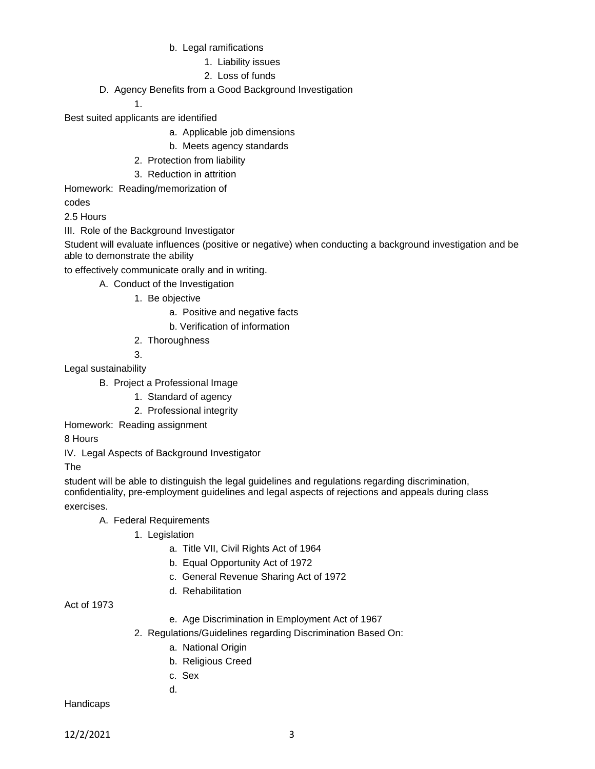- b. Legal ramifications
  - 1. Liability issues
  - 2. Loss of funds

D. Agency Benefits from a Good Background Investigation

1. Best suited applicants are identified
   - a. Applicable job dimensions
   - b. Meets agency standards
2. Protection from liability
3. Reduction in attrition

Homework: Reading/memorization of codes

2.5 Hours

III. Role of the Background Investigator

Student will evaluate influences (positive or negative) when conducting a background investigation and be able to demonstrate the ability to effectively communicate orally and in writing.

A. Conduct of the Investigation

1. Be objective
   - a. Positive and negative facts
   - b. Verification of information
2. Thoroughness
3. Legal sustainability

B. Project a Professional Image

1. Standard of agency
2. Professional integrity

Homework: Reading assignment

8 Hours

IV. Legal Aspects of Background Investigator

The student will be able to distinguish the legal guidelines and regulations regarding discrimination, confidentiality, pre-employment guidelines and legal aspects of rejections and appeals during class exercises.

A. Federal Requirements

1. Legislation
   - a. Title VII, Civil Rights Act of 1964
   - b. Equal Opportunity Act of 1972
   - c. General Revenue Sharing Act of 1972
   - d. Rehabilitation Act of 1973
   - e. Age Discrimination in Employment Act of 1967
2. Regulations/Guidelines regarding Discrimination Based On:
   - a. National Origin
   - b. Religious Creed
   - c. Sex
   - d. Handicaps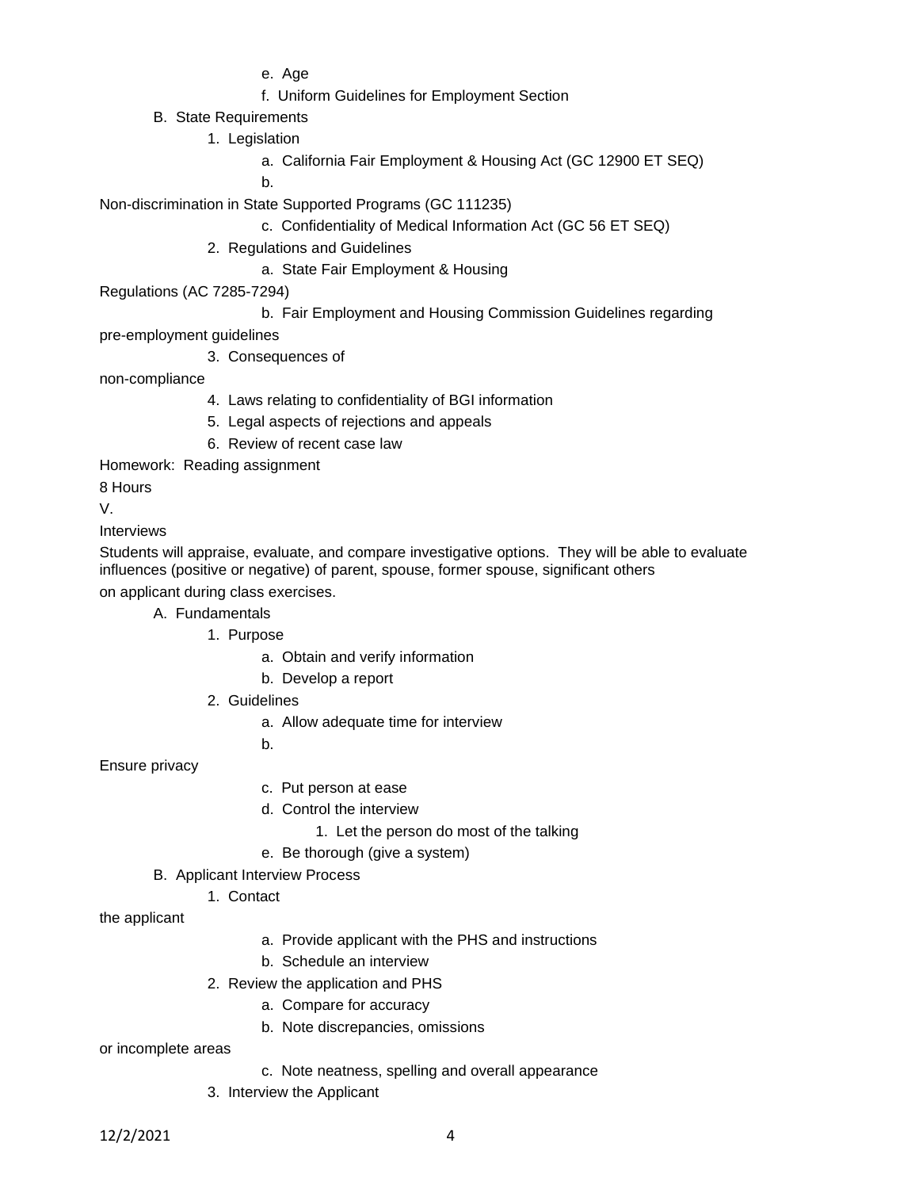- e. Age
- f. Uniform Guidelines for Employment Section

B. State Requirements

1. Legislation
    - a. California Fair Employment & Housing Act (GC 12900 ET SEQ)
    - b. Non-discrimination in State Supported Programs (GC 111235)
    - c. Confidentiality of Medical Information Act (GC 56 ET SEQ)
2. Regulations and Guidelines
    - a. State Fair Employment & Housing Regulations (AC 7285-7294)
    - b. Fair Employment and Housing Commission Guidelines regarding pre-employment guidelines
3. Consequences of non-compliance
4. Laws relating to confidentiality of BGI information
5. Legal aspects of rejections and appeals
6. Review of recent case law

Homework: Reading assignment

8 Hours

V.

Interviews

Students will appraise, evaluate, and compare investigative options. They will be able to evaluate influences (positive or negative) of parent, spouse, former spouse, significant others on applicant during class exercises.

A. Fundamentals

1. Purpose
    - a. Obtain and verify information
    - b. Develop a report
2. Guidelines
    - a. Allow adequate time for interview
    - b. Ensure privacy
    - c. Put person at ease
    - d. Control the interview
        1. Let the person do most of the talking
    - e. Be thorough (give a system)

B. Applicant Interview Process

1. Contact the applicant
    - a. Provide applicant with the PHS and instructions
    - b. Schedule an interview
2. Review the application and PHS
    - a. Compare for accuracy
    - b. Note discrepancies, omissions or incomplete areas
    - c. Note neatness, spelling and overall appearance
3. Interview the Applicant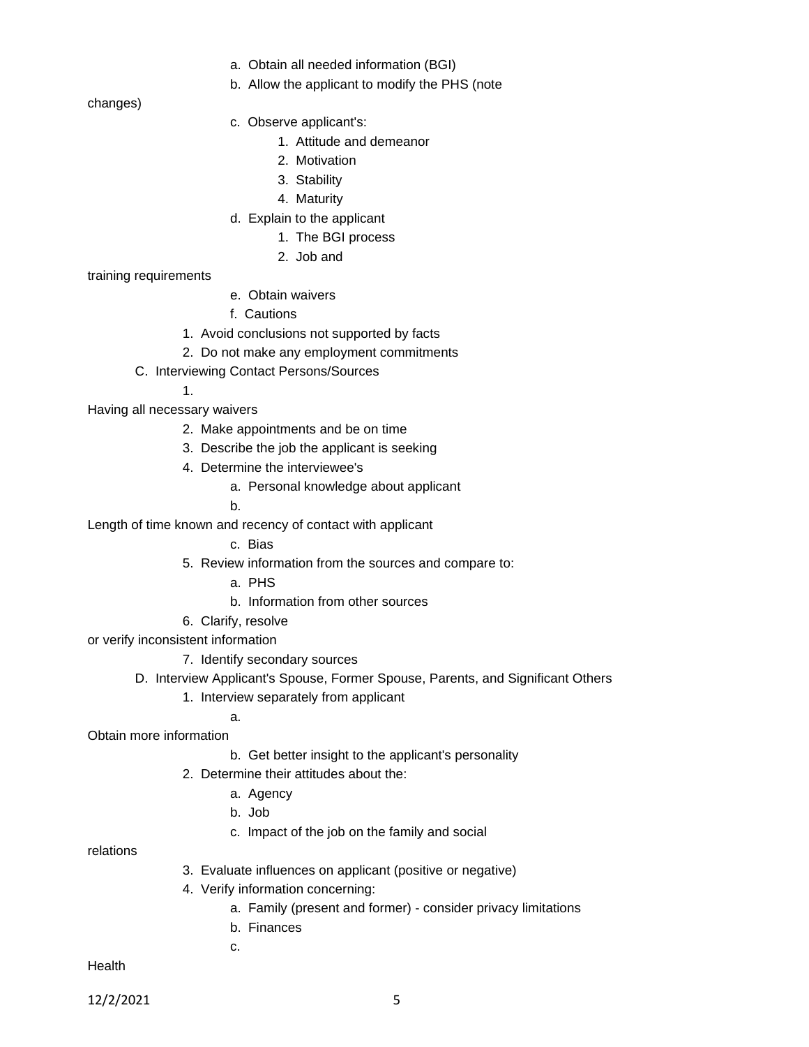- a. Obtain all needed information (BGI)
- b. Allow the applicant to modify the PHS (note changes)
- c. Observe applicant's:
  1. Attitude and demeanor
  2. Motivation
  3. Stability
  4. Maturity
- d. Explain to the applicant
  1. The BGI process
  2. Job and training requirements
- e. Obtain waivers
- f. Cautions
  1. Avoid conclusions not supported by facts
  2. Do not make any employment commitments

C. Interviewing Contact Persons/Sources

1. Having all necessary waivers
2. Make appointments and be on time
3. Describe the job the applicant is seeking
4. Determine the interviewee's
   - a. Personal knowledge about applicant
   - b. Length of time known and recency of contact with applicant
   - c. Bias
5. Review information from the sources and compare to:
   - a. PHS
   - b. Information from other sources
6. Clarify, resolve or verify inconsistent information
7. Identify secondary sources

D. Interview Applicant's Spouse, Former Spouse, Parents, and Significant Others

1. Interview separately from applicant
   - a. Obtain more information
   - b. Get better insight to the applicant's personality
2. Determine their attitudes about the:
   - a. Agency
   - b. Job
   - c. Impact of the job on the family and social relations
3. Evaluate influences on applicant (positive or negative)
4. Verify information concerning:
   - a. Family (present and former) - consider privacy limitations
   - b. Finances
   - c. Health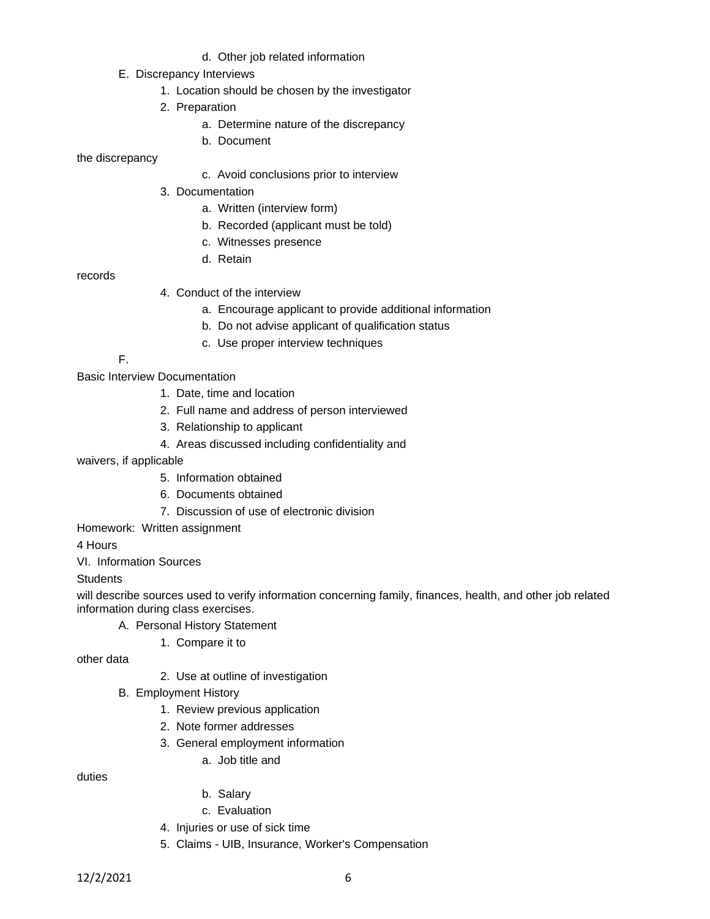- d. Other job related information

E. Discrepancy Interviews

1. Location should be chosen by the investigator
2. Preparation
    - a. Determine nature of the discrepancy
    - b. Document the discrepancy
    - c. Avoid conclusions prior to interview
3. Documentation
    - a. Written (interview form)
    - b. Recorded (applicant must be told)
    - c. Witnesses presence
    - d. Retain records
4. Conduct of the interview
    - a. Encourage applicant to provide additional information
    - b. Do not advise applicant of qualification status
    - c. Use proper interview techniques

F. Basic Interview Documentation

1. Date, time and location
2. Full name and address of person interviewed
3. Relationship to applicant
4. Areas discussed including confidentiality and waivers, if applicable
5. Information obtained
6. Documents obtained
7. Discussion of use of electronic division

Homework: Written assignment

4 Hours

VI. Information Sources

Students will describe sources used to verify information concerning family, finances, health, and other job related information during class exercises.

A. Personal History Statement

1. Compare it to other data
2. Use at outline of investigation

B. Employment History

1. Review previous application
2. Note former addresses
3. General employment information
    - a. Job title and duties
    - b. Salary
    - c. Evaluation
4. Injuries or use of sick time
5. Claims - UIB, Insurance, Worker's Compensation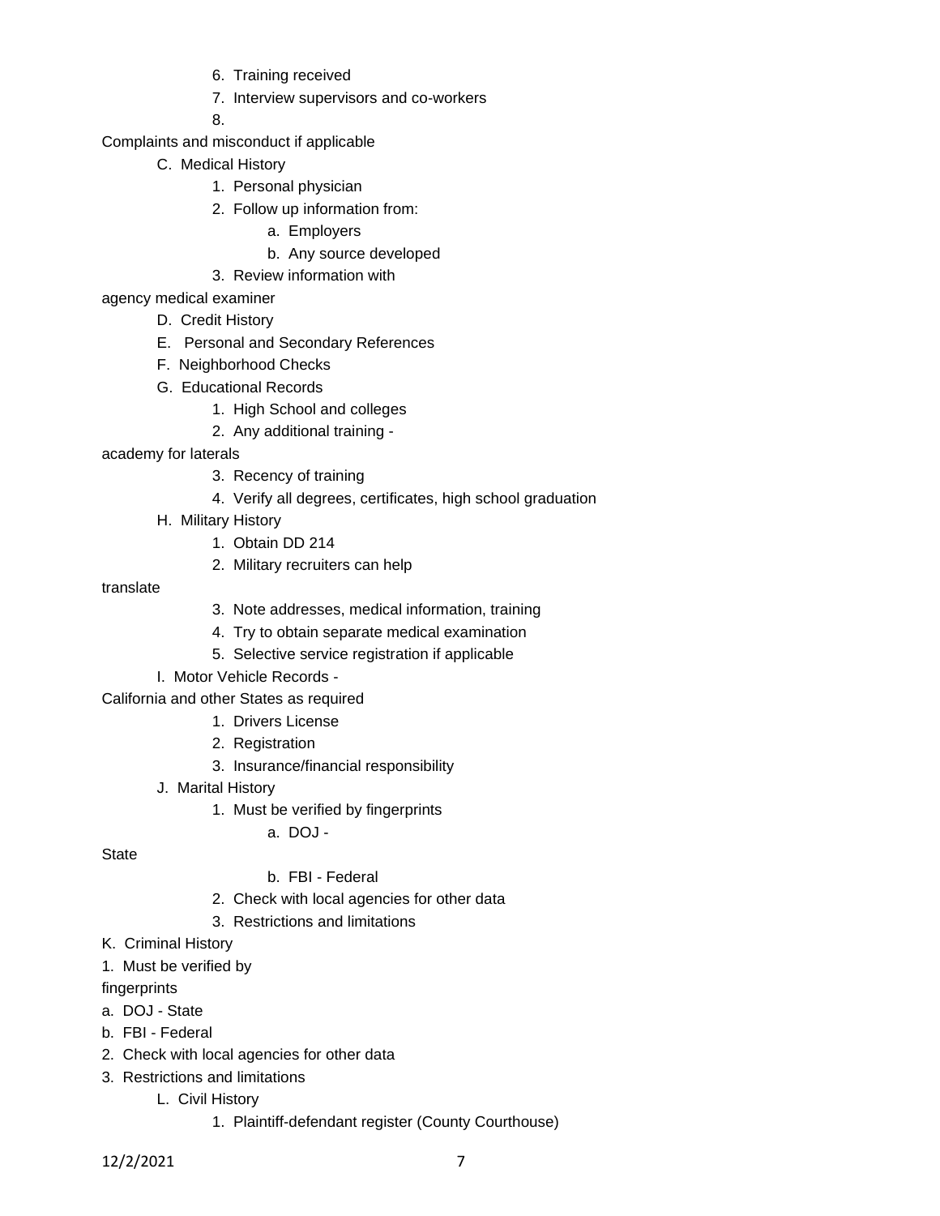6. Training received
7. Interview supervisors and co-workers
8. Complaints and misconduct if applicable

C. Medical History
1. Personal physician
2. Follow up information from:
   a. Employers
   b. Any source developed
3. Review information with agency medical examiner

D. Credit History

E. Personal and Secondary References

F. Neighborhood Checks

G. Educational Records
1. High School and colleges
2. Any additional training - academy for laterals
3. Recency of training
4. Verify all degrees, certificates, high school graduation

H. Military History
1. Obtain DD 214
2. Military recruiters can help translate
3. Note addresses, medical information, training
4. Try to obtain separate medical examination
5. Selective service registration if applicable

I. Motor Vehicle Records - California and other States as required
1. Drivers License
2. Registration
3. Insurance/financial responsibility

J. Marital History
1. Must be verified by fingerprints
   a. DOJ - State
   b. FBI - Federal
2. Check with local agencies for other data
3. Restrictions and limitations

K. Criminal History
1. Must be verified by fingerprints
   a. DOJ - State
   b. FBI - Federal
2. Check with local agencies for other data
3. Restrictions and limitations

L. Civil History
1. Plaintiff-defendant register (County Courthouse)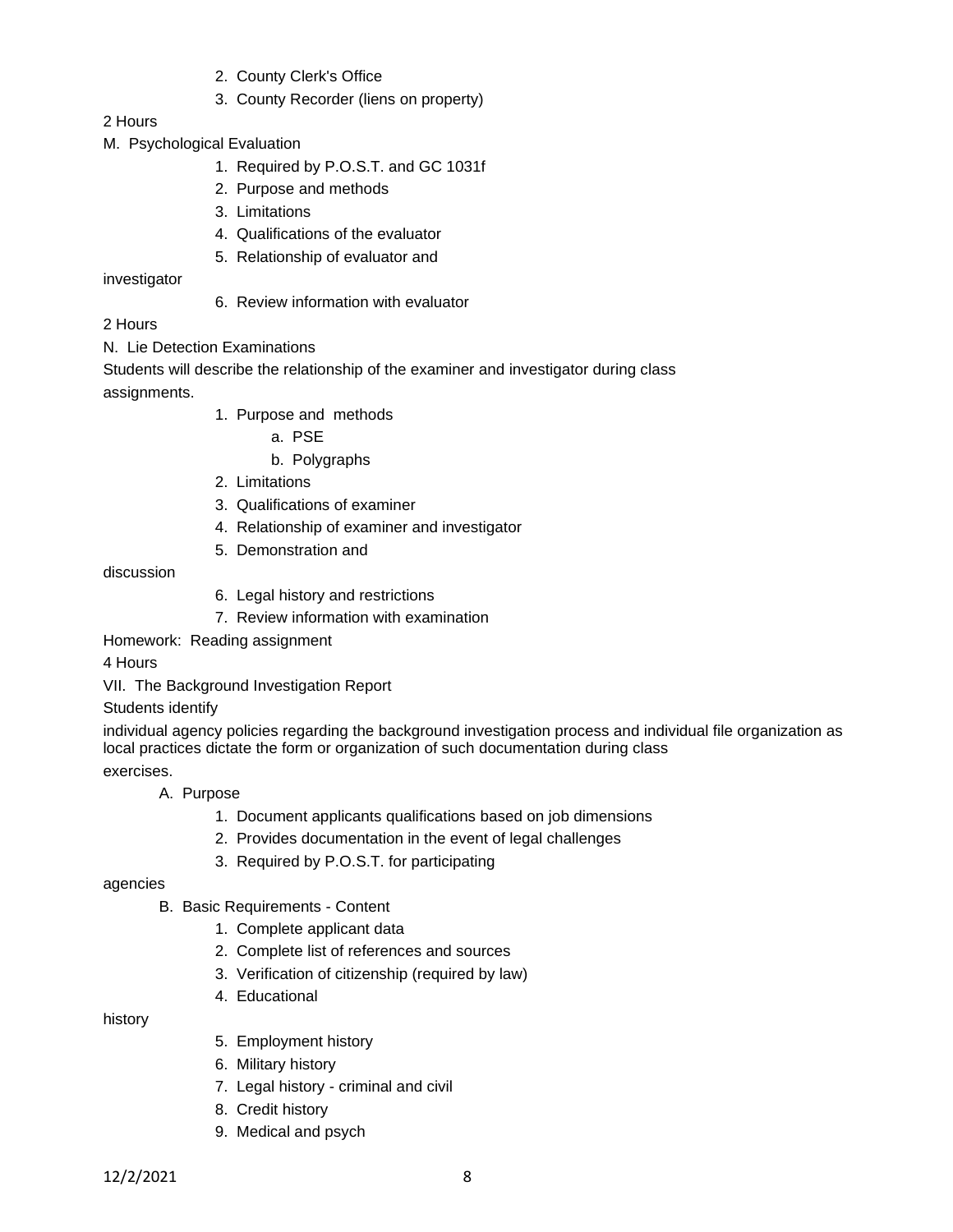2. County Clerk's Office
3. County Recorder (liens on property)

2 Hours

M. Psychological Evaluation

1. Required by P.O.S.T. and GC 1031f
2. Purpose and methods
3. Limitations
4. Qualifications of the evaluator
5. Relationship of evaluator and investigator
6. Review information with evaluator

2 Hours

N. Lie Detection Examinations

Students will describe the relationship of the examiner and investigator during class assignments.

1. Purpose and methods
   a. PSE
   b. Polygraphs
2. Limitations
3. Qualifications of examiner
4. Relationship of examiner and investigator
5. Demonstration and discussion
6. Legal history and restrictions
7. Review information with examination

Homework: Reading assignment

4 Hours

VII. The Background Investigation Report

Students identify individual agency policies regarding the background investigation process and individual file organization as local practices dictate the form or organization of such documentation during class exercises.

A. Purpose
   1. Document applicants qualifications based on job dimensions
   2. Provides documentation in the event of legal challenges
   3. Required by P.O.S.T. for participating agencies

B. Basic Requirements - Content
   1. Complete applicant data
   2. Complete list of references and sources
   3. Verification of citizenship (required by law)
   4. Educational history
   5. Employment history
   6. Military history
   7. Legal history - criminal and civil
   8. Credit history
   9. Medical and psych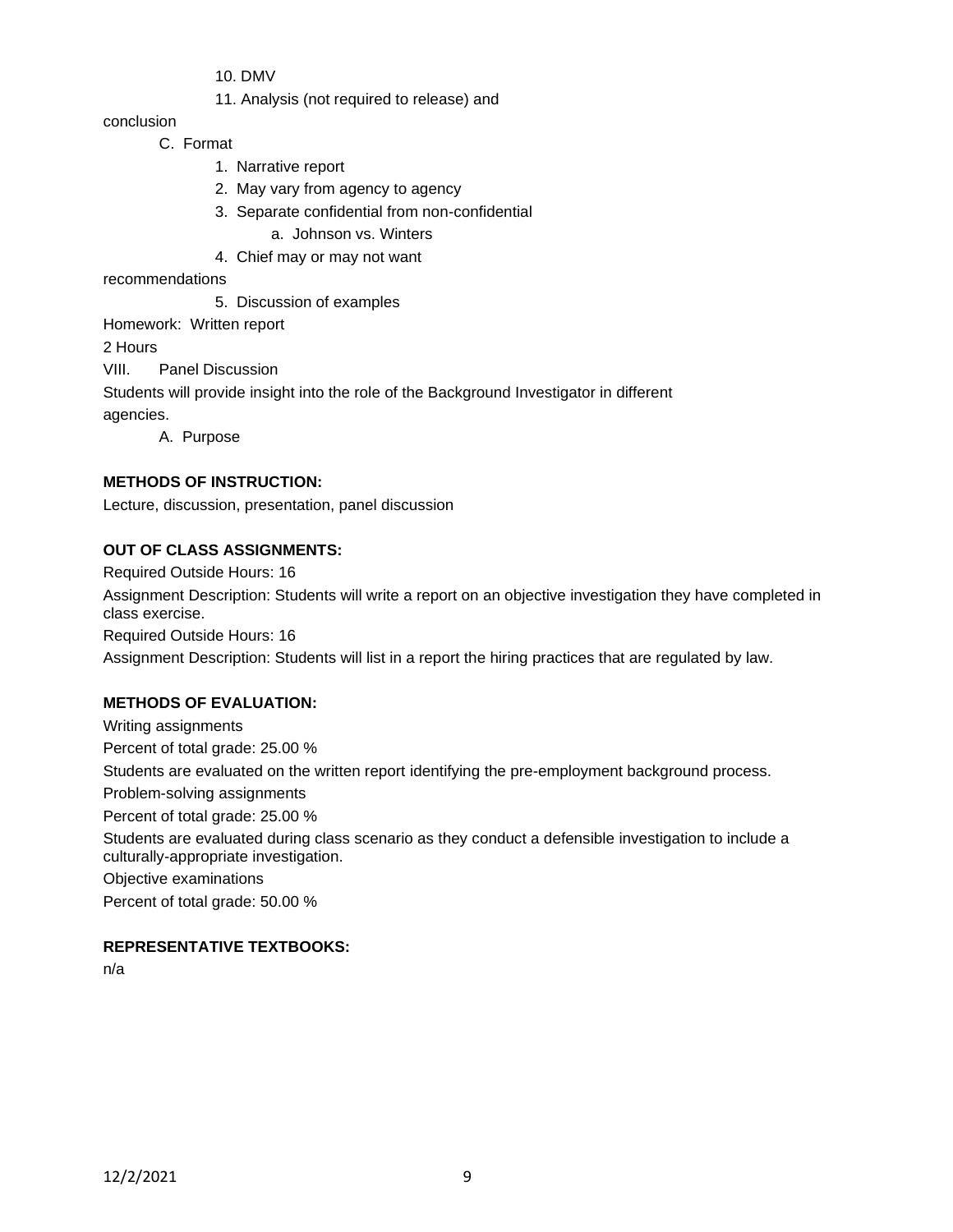10. DMV
11. Analysis (not required to release) and conclusion

C. Format
   1. Narrative report
   2. May vary from agency to agency
   3. Separate confidential from non-confidential
      a. Johnson vs. Winters
   4. Chief may or may not want recommendations
   5. Discussion of examples

Homework: Written report

2 Hours

VIII. Panel Discussion

Students will provide insight into the role of the Background Investigator in different agencies.

A. Purpose

**METHODS OF INSTRUCTION:**

Lecture, discussion, presentation, panel discussion

**OUT OF CLASS ASSIGNMENTS:**

Required Outside Hours: 16

Assignment Description: Students will write a report on an objective investigation they have completed in class exercise.

Required Outside Hours: 16

Assignment Description: Students will list in a report the hiring practices that are regulated by law.

**METHODS OF EVALUATION:**

Writing assignments

Percent of total grade: 25.00 %

Students are evaluated on the written report identifying the pre-employment background process.

Problem-solving assignments

Percent of total grade: 25.00 %

Students are evaluated during class scenario as they conduct a defensible investigation to include a culturally-appropriate investigation.

Objective examinations

Percent of total grade: 50.00 %

**REPRESENTATIVE TEXTBOOKS:**

n/a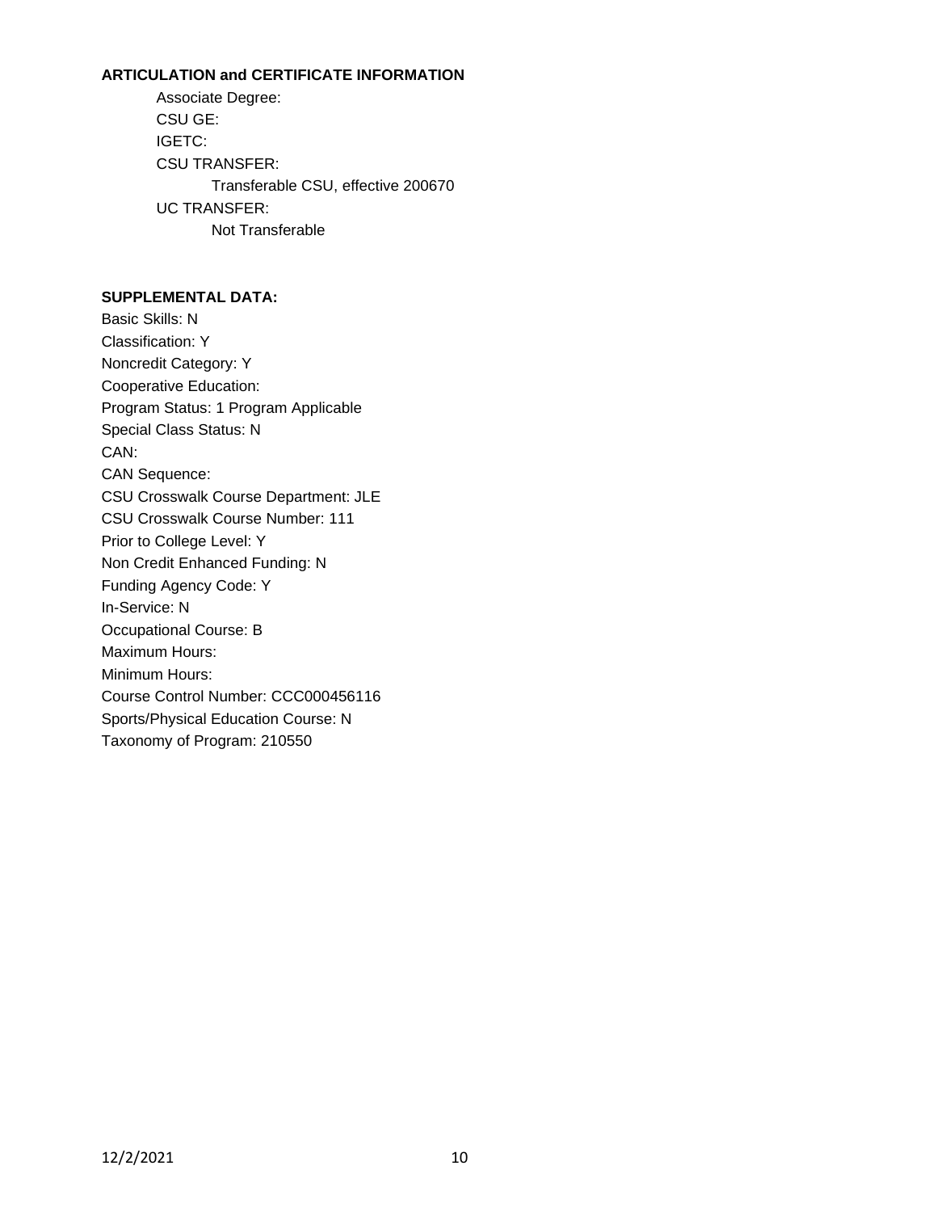**ARTICULATION and CERTIFICATE INFORMATION**

Associate Degree:

CSU GE:

IGETC:

CSU TRANSFER:

Transferable CSU, effective 200670

UC TRANSFER:

Not Transferable

**SUPPLEMENTAL DATA:**

Basic Skills: N

Classification: Y

Noncredit Category: Y

Cooperative Education:

Program Status: 1 Program Applicable

Special Class Status: N

CAN:

CAN Sequence:

CSU Crosswalk Course Department: JLE

CSU Crosswalk Course Number: 111

Prior to College Level: Y

Non Credit Enhanced Funding: N

Funding Agency Code: Y

In-Service: N

Occupational Course: B

Maximum Hours:

Minimum Hours:

Course Control Number: CCC000456116

Sports/Physical Education Course: N

Taxonomy of Program: 210550